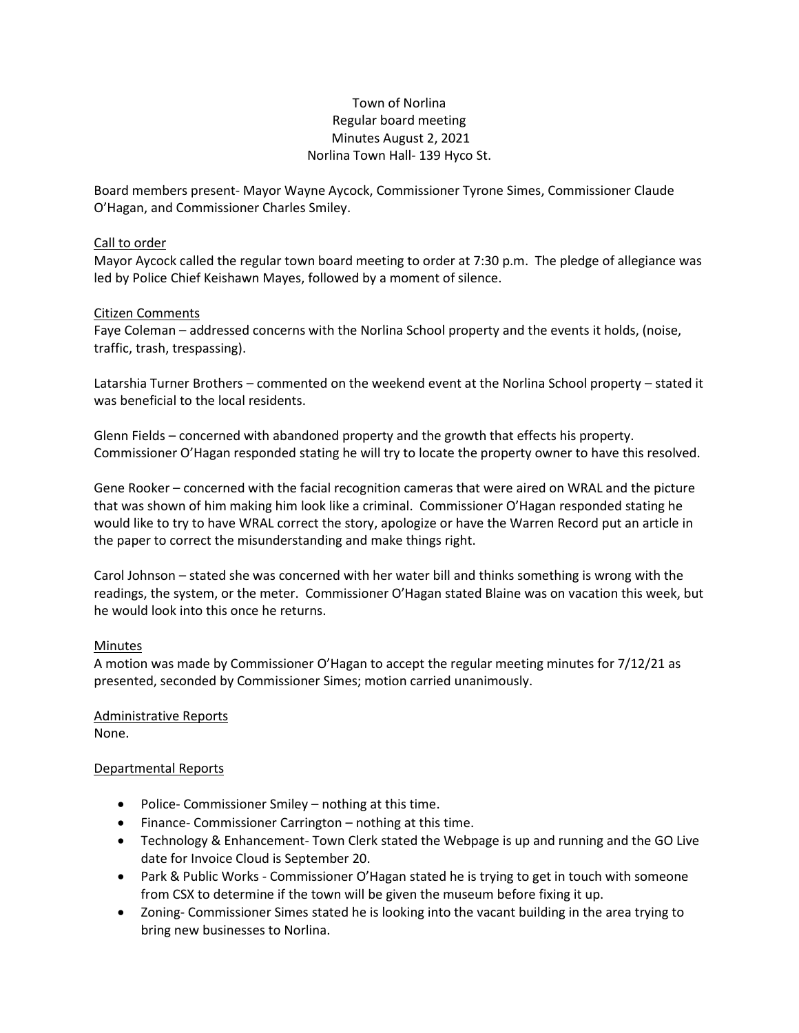Town of Norlina
Regular board meeting
Minutes August 2, 2021
Norlina Town Hall- 139 Hyco St.

Board members present- Mayor Wayne Aycock, Commissioner Tyrone Simes, Commissioner Claude O'Hagan, and Commissioner Charles Smiley.

## Call to order

Mayor Aycock called the regular town board meeting to order at 7:30 p.m. The pledge of allegiance was led by Police Chief Keishawn Mayes, followed by a moment of silence.

## Citizen Comments

Faye Coleman – addressed concerns with the Norlina School property and the events it holds, (noise, traffic, trash, trespassing).

Latarshia Turner Brothers – commented on the weekend event at the Norlina School property – stated it was beneficial to the local residents.

Glenn Fields – concerned with abandoned property and the growth that effects his property. Commissioner O'Hagan responded stating he will try to locate the property owner to have this resolved.

Gene Rooker – concerned with the facial recognition cameras that were aired on WRAL and the picture that was shown of him making him look like a criminal. Commissioner O'Hagan responded stating he would like to try to have WRAL correct the story, apologize or have the Warren Record put an article in the paper to correct the misunderstanding and make things right.

Carol Johnson – stated she was concerned with her water bill and thinks something is wrong with the readings, the system, or the meter. Commissioner O'Hagan stated Blaine was on vacation this week, but he would look into this once he returns.

## Minutes

A motion was made by Commissioner O'Hagan to accept the regular meeting minutes for 7/12/21 as presented, seconded by Commissioner Simes; motion carried unanimously.

## Administrative Reports

None.

## Departmental Reports

- Police- Commissioner Smiley – nothing at this time.
- Finance- Commissioner Carrington – nothing at this time.
- Technology & Enhancement- Town Clerk stated the Webpage is up and running and the GO Live date for Invoice Cloud is September 20.
- Park & Public Works - Commissioner O'Hagan stated he is trying to get in touch with someone from CSX to determine if the town will be given the museum before fixing it up.
- Zoning- Commissioner Simes stated he is looking into the vacant building in the area trying to bring new businesses to Norlina.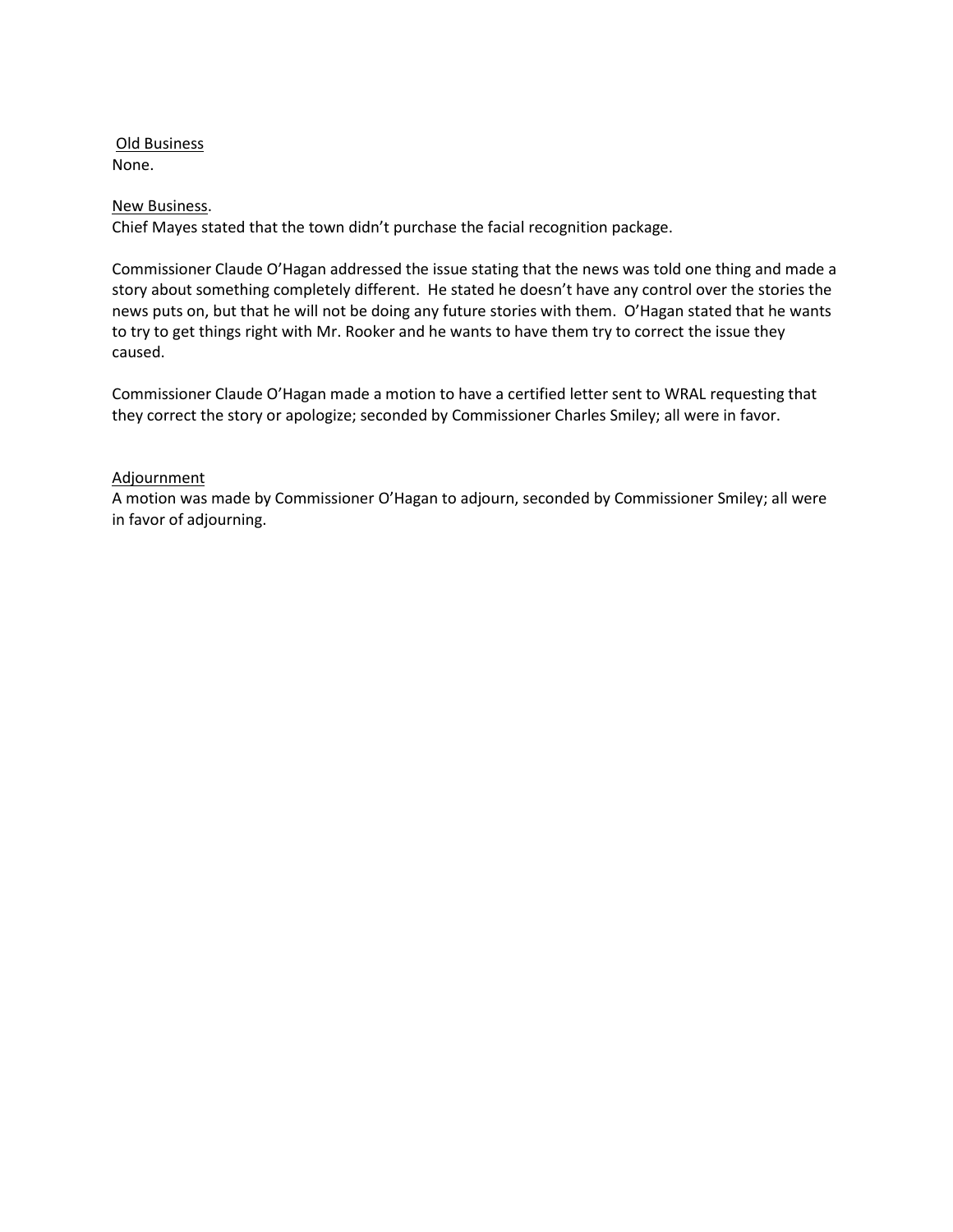<u>Old Business</u>
None.

<u>New Business</u>.
Chief Mayes stated that the town didn't purchase the facial recognition package.

Commissioner Claude O'Hagan addressed the issue stating that the news was told one thing and made a story about something completely different. He stated he doesn't have any control over the stories the news puts on, but that he will not be doing any future stories with them. O'Hagan stated that he wants to try to get things right with Mr. Rooker and he wants to have them try to correct the issue they caused.

Commissioner Claude O'Hagan made a motion to have a certified letter sent to WRAL requesting that they correct the story or apologize; seconded by Commissioner Charles Smiley; all were in favor.

<u>Adjournment</u>
A motion was made by Commissioner O'Hagan to adjourn, seconded by Commissioner Smiley; all were in favor of adjourning.